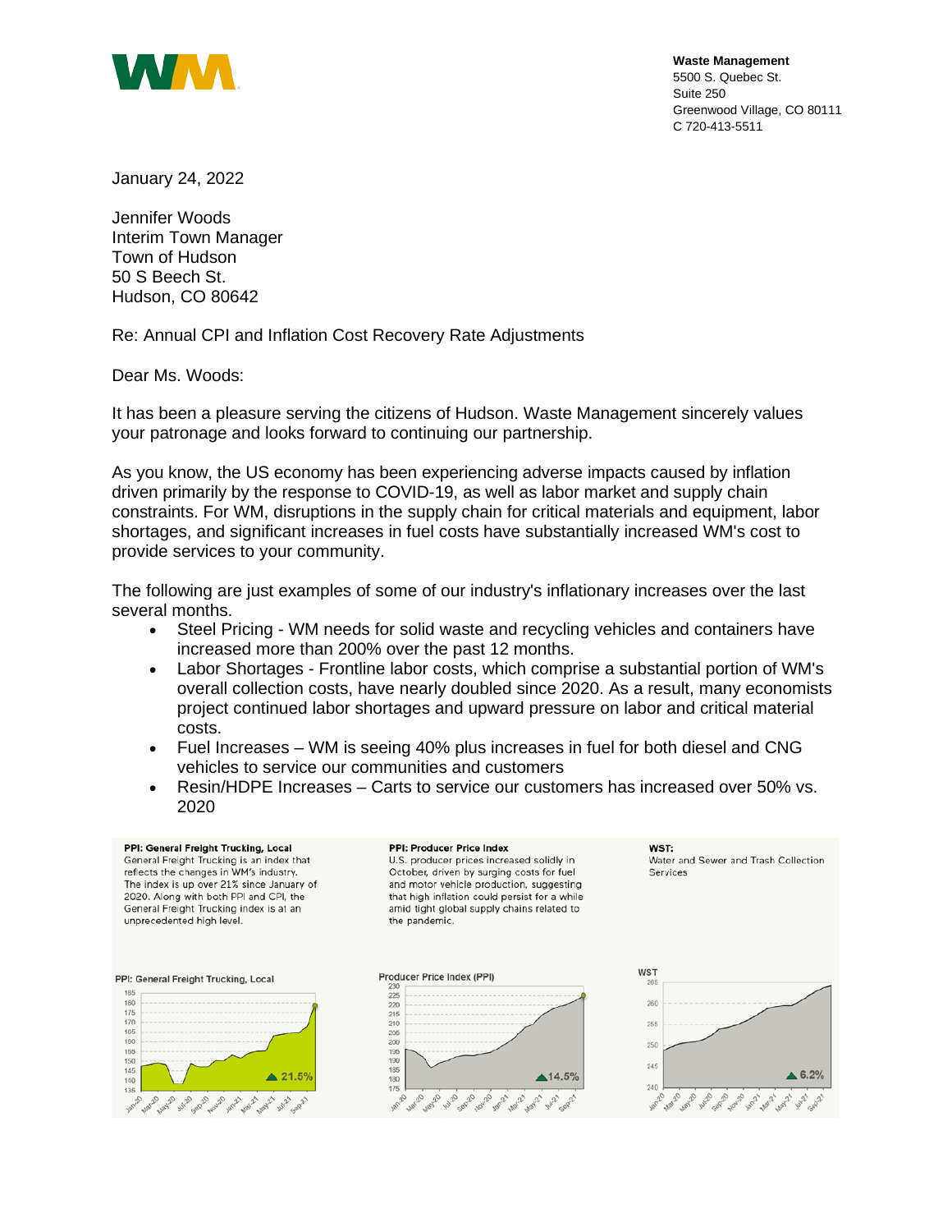**Waste Management**
5500 S. Quebec St.
Suite 250
Greenwood Village, CO 80111
C 720-413-5511

January 24, 2022

Jennifer Woods
Interim Town Manager
Town of Hudson
50 S Beech St.
Hudson, CO 80642

Re: Annual CPI and Inflation Cost Recovery Rate Adjustments

Dear Ms. Woods:

It has been a pleasure serving the citizens of Hudson. Waste Management sincerely values your patronage and looks forward to continuing our partnership.

As you know, the US economy has been experiencing adverse impacts caused by inflation driven primarily by the response to COVID-19, as well as labor market and supply chain constraints. For WM, disruptions in the supply chain for critical materials and equipment, labor shortages, and significant increases in fuel costs have substantially increased WM's cost to provide services to your community.

The following are just examples of some of our industry's inflationary increases over the last several months.

- Steel Pricing - WM needs for solid waste and recycling vehicles and containers have increased more than 200% over the past 12 months.
- Labor Shortages - Frontline labor costs, which comprise a substantial portion of WM's overall collection costs, have nearly doubled since 2020. As a result, many economists project continued labor shortages and upward pressure on labor and critical material costs.
- Fuel Increases – WM is seeing 40% plus increases in fuel for both diesel and CNG vehicles to service our communities and customers
- Resin/HDPE Increases – Carts to service our customers has increased over 50% vs. 2020

**PPI: General Freight Trucking, Local**
General Freight Trucking is an index that reflects the changes in WM's industry. The index is up over 21% since January of 2020. Along with both PPI and CPI, the General Freight Trucking index is at an unprecedented high level.

**PPI: Producer Price Index**
U.S. producer prices increased solidly in October, driven by surging costs for fuel and motor vehicle production, suggesting that high inflation could persist for a while amid tight global supply chains related to the pandemic.

**WST:**
Water and Sewer and Trash Collection Services

PPI: General Freight Trucking, Local — ▲21.5%

Producer Price Index (PPI) — ▲14.5%

WST — ▲6.2%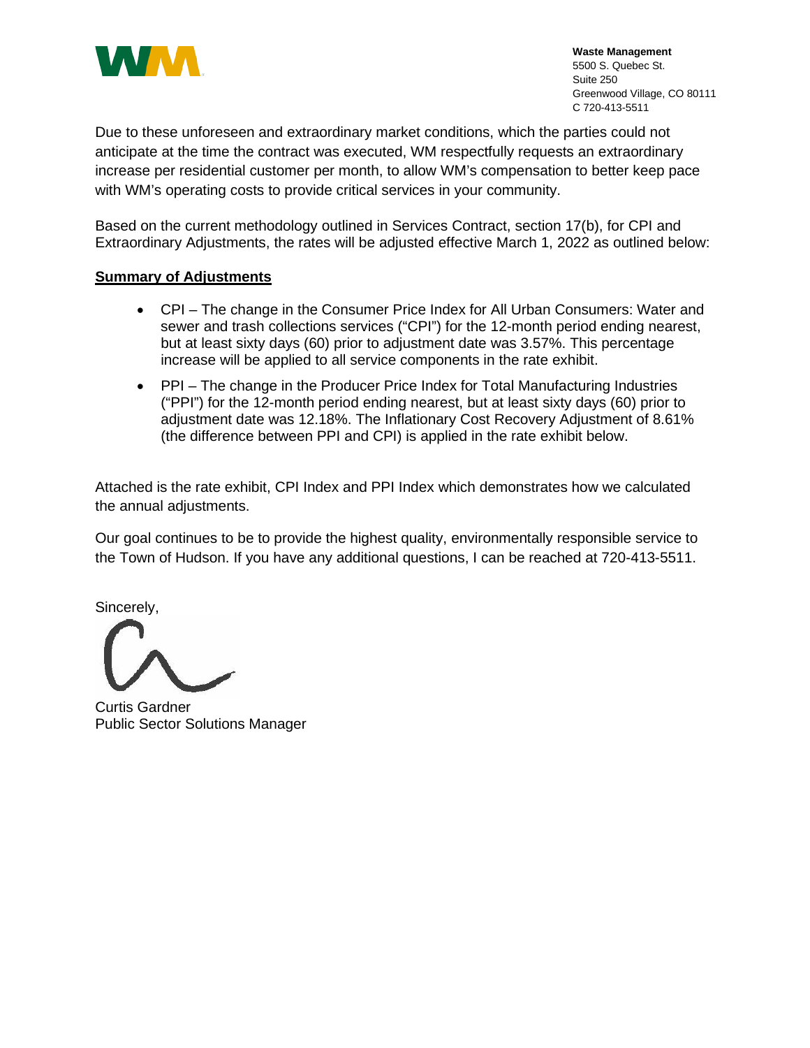**Waste Management**
5500 S. Quebec St.
Suite 250
Greenwood Village, CO 80111
C 720-413-5511

Due to these unforeseen and extraordinary market conditions, which the parties could not anticipate at the time the contract was executed, WM respectfully requests an extraordinary increase per residential customer per month, to allow WM's compensation to better keep pace with WM's operating costs to provide critical services in your community.

Based on the current methodology outlined in Services Contract, section 17(b), for CPI and Extraordinary Adjustments, the rates will be adjusted effective March 1, 2022 as outlined below:

**Summary of Adjustments**

- CPI – The change in the Consumer Price Index for All Urban Consumers: Water and sewer and trash collections services ("CPI") for the 12-month period ending nearest, but at least sixty days (60) prior to adjustment date was 3.57%. This percentage increase will be applied to all service components in the rate exhibit.
- PPI – The change in the Producer Price Index for Total Manufacturing Industries ("PPI") for the 12-month period ending nearest, but at least sixty days (60) prior to adjustment date was 12.18%. The Inflationary Cost Recovery Adjustment of 8.61% (the difference between PPI and CPI) is applied in the rate exhibit below.

Attached is the rate exhibit, CPI Index and PPI Index which demonstrates how we calculated the annual adjustments.

Our goal continues to be to provide the highest quality, environmentally responsible service to the Town of Hudson. If you have any additional questions, I can be reached at 720-413-5511.

Sincerely,

Curtis Gardner
Public Sector Solutions Manager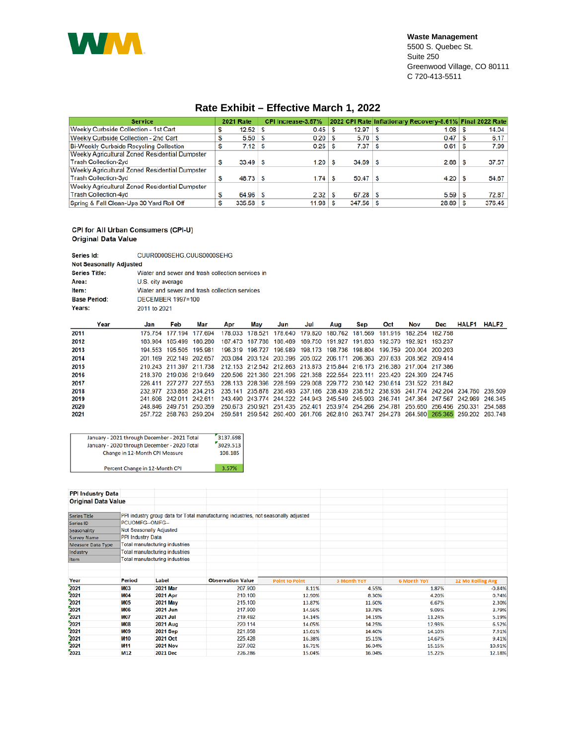**Waste Management**
5500 S. Quebec St.
Suite 250
Greenwood Village, CO 80111
C 720-413-5511

# Rate Exhibit – Effective March 1, 2022

| Service | 2021 Rate | CPI Increase-3.57% | 2022 CPI Rate | Inflationary Recovery-8.61% | Final 2022 Rate |
|---|---|---|---|---|---|
| Weekly Curbside Collection - 1st Cart | $ 12.52 | $ 0.45 | $ 12.97 | $ 1.08 | $ 14.04 |
| Weekly Curbside Collection - 2nd Cart | $ 5.50 | $ 0.20 | $ 5.70 | $ 0.47 | $ 6.17 |
| Bi-Weekly Curbside Recycling Collection | $ 7.12 | $ 0.25 | $ 7.37 | $ 0.61 | $ 7.99 |
| Weekly Agricultural Zoned Residential Dumpster Trash Collection-2yd | $ 33.49 | $ 1.20 | $ 34.69 | $ 2.88 | $ 37.57 |
| Weekly Agricultural Zoned Residential Dumpster Trash Collection-3yd | $ 48.73 | $ 1.74 | $ 50.47 | $ 4.20 | $ 54.67 |
| Weekly Agricultural Zoned Residential Dumpster Trash Collection-4yd | $ 64.96 | $ 2.32 | $ 67.28 | $ 5.59 | $ 72.87 |
| Spring & Fall Clean-Ups 30 Yard Roll Off | $ 335.58 | $ 11.98 | $ 347.56 | $ 28.89 | $ 376.45 |

**CPI for All Urban Consumers (CPI-U)**
**Original Data Value**

**Series Id:** CUUR0000SEHG,CUUS0000SEHG
**Not Seasonally Adjusted**
**Series Title:** Water and sewer and trash collection services in
**Area:** U.S. city average
**Item:** Water and sewer and trash collection services
**Base Period:** DECEMBER 1997=100
**Years:** 2011 to 2021

| Year | Jan | Feb | Mar | Apr | May | Jun | Jul | Aug | Sep | Oct | Nov | Dec | HALF1 | HALF2 |
|---|---|---|---|---|---|---|---|---|---|---|---|---|---|---|
| 2011 | 175.754 | 177.194 | 177.694 | 178.033 | 178.521 | 178.640 | 179.820 | 180.762 | 181.569 | 181.916 | 182.254 | 182.758 | | |
| 2012 | 183.904 | 185.499 | 186.280 | 187.473 | 187.788 | 188.469 | 189.750 | 191.927 | 191.833 | 192.370 | 192.921 | 193.237 | | |
| 2013 | 194.553 | 195.505 | 195.981 | 196.319 | 196.727 | 196.989 | 198.173 | 198.736 | 198.804 | 199.759 | 200.004 | 200.203 | | |
| 2014 | 201.169 | 202.149 | 202.657 | 203.084 | 203.124 | 203.396 | 205.022 | 206.171 | 206.363 | 207.633 | 208.562 | 209.414 | | |
| 2015 | 210.243 | 211.397 | 211.738 | 212.153 | 212.542 | 212.863 | 213.873 | 215.844 | 216.173 | 216.380 | 217.004 | 217.386 | | |
| 2016 | 218.370 | 219.036 | 219.649 | 220.506 | 221.360 | 221.396 | 221.358 | 222.554 | 223.111 | 223.420 | 224.399 | 224.745 | | |
| 2017 | 226.411 | 227.277 | 227.553 | 228.133 | 228.396 | 228.599 | 229.008 | 229.772 | 230.142 | 230.614 | 231.522 | 231.842 | | |
| 2018 | 232.977 | 233.858 | 234.215 | 235.141 | 235.878 | 236.493 | 237.186 | 238.439 | 238.512 | 238.936 | 241.774 | 242.204 | 234.760 | 239.509 |
| 2019 | 241.606 | 242.011 | 242.611 | 243.490 | 243.774 | 244.322 | 244.943 | 245.549 | 245.903 | 246.741 | 247.364 | 247.567 | 242.969 | 246.345 |
| 2020 | 248.846 | 249.751 | 250.359 | 250.673 | 250.921 | 251.435 | 252.401 | 253.974 | 254.266 | 254.781 | 255.650 | 256.456 | 250.331 | 254.588 |
| 2021 | 257.722 | 258.763 | 259.204 | 259.581 | 259.542 | 260.400 | 261.706 | 262.810 | 263.747 | 264.278 | 264.580 | 265.365 | 259.202 | 263.748 |

| | |
|---|---|
| January - 2021 through December - 2021 Total | 3137.698 |
| January - 2020 through December - 2020 Total | 3029.513 |
| Change in 12-Month CPI Measure | 108.185 |
| Percent Change in 12-Month CPI | 3.57% |

**PPI Industry Data**
**Original Data Value**

| | |
|---|---|
| Series Title | PPI industry group data for Total manufacturing industries, not seasonally adjusted |
| Series ID | PCUOMFG--OMFG-- |
| Seasonality | Not Seasonally Adjusted |
| Survey Name | PPI Industry Data |
| Measure Data Type | Total manufacturing industries |
| Industry | Total manufacturing industries |
| Item | Total manufacturing industries |

| Year | Period | Label | Observation Value | Point to Point | 3 Month YoY | 6 Month YoY | 12 Mo Rolling Avg |
|---|---|---|---|---|---|---|---|
| 2021 | M03 | 2021 Mar | 207.900 | 8.11% | 4.55% | 1.87% | -0.84% |
| 2021 | M04 | 2021 Apr | 210.100 | 12.90% | 8.30% | 4.20% | 0.74% |
| 2021 | M05 | 2021 May | 215.100 | 13.87% | 11.60% | 6.67% | 2.30% |
| 2021 | M06 | 2021 Jun | 217.900 | 14.56% | 13.78% | 9.09% | 3.79% |
| 2021 | M07 | 2021 Jul | 219.492 | 14.14% | 14.19% | 11.24% | 5.19% |
| 2021 | M08 | 2021 Aug | 220.114 | 14.05% | 14.25% | 12.93% | 6.52% |
| 2021 | M09 | 2021 Sep | 221.858 | 15.01% | 14.40% | 14.10% | 7.91% |
| 2021 | M10 | 2021 Oct | 225.428 | 16.38% | 15.15% | 14.67% | 9.41% |
| 2021 | M11 | 2021 Nov | 227.002 | 16.71% | 16.04% | 15.15% | 10.91% |
| 2021 | M12 | 2021 Dec | 226.286 | 15.04% | 16.04% | 15.22% | 12.18% |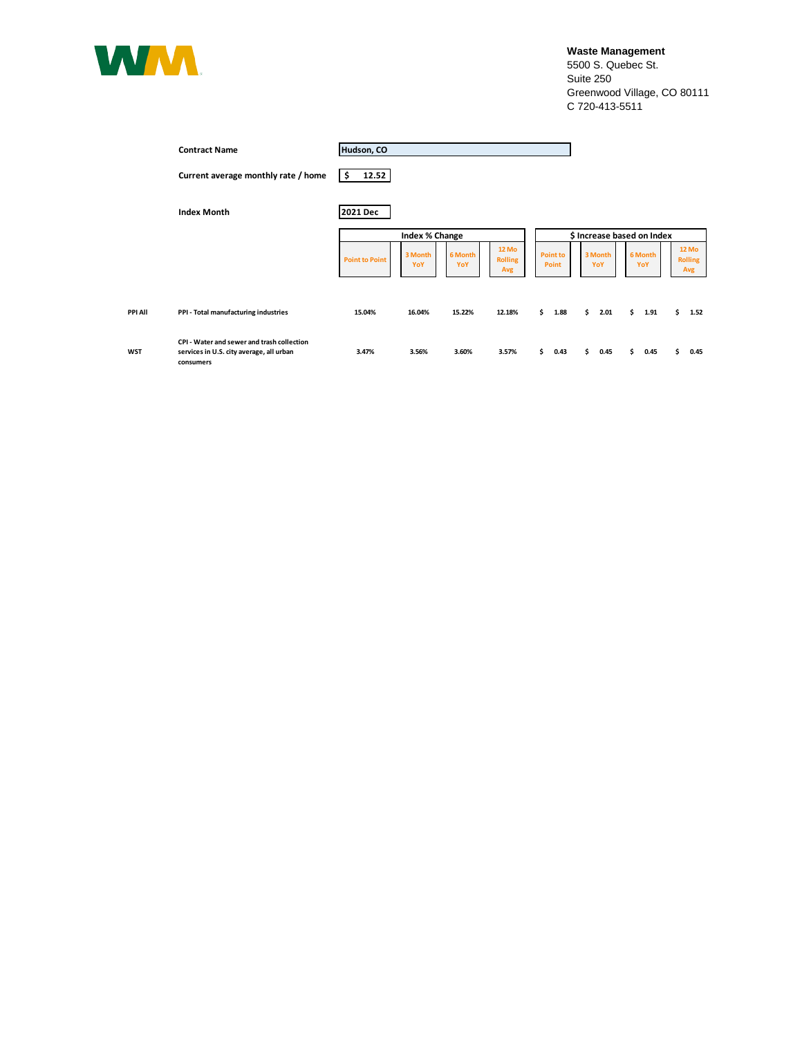**Waste Management**
5500 S. Quebec St.
Suite 250
Greenwood Village, CO 80111
C 720-413-5511

**Contract Name** Hudson, CO

**Current average monthly rate / home** $ 12.52

**Index Month** 2021 Dec

| | | Index % Change | | | | $ Increase based on Index | | | |
|---|---|---|---|---|---|---|---|---|---|
| | | Point to Point | 3 Month YoY | 6 Month YoY | 12 Mo Rolling Avg | Point to Point | 3 Month YoY | 6 Month YoY | 12 Mo Rolling Avg |
| PPI All | PPI - Total manufacturing industries | 15.04% | 16.04% | 15.22% | 12.18% | $ 1.88 | $ 2.01 | $ 1.91 | $ 1.52 |
| WST | CPI - Water and sewer and trash collection services in U.S. city average, all urban consumers | 3.47% | 3.56% | 3.60% | 3.57% | $ 0.43 | $ 0.45 | $ 0.45 | $ 0.45 |